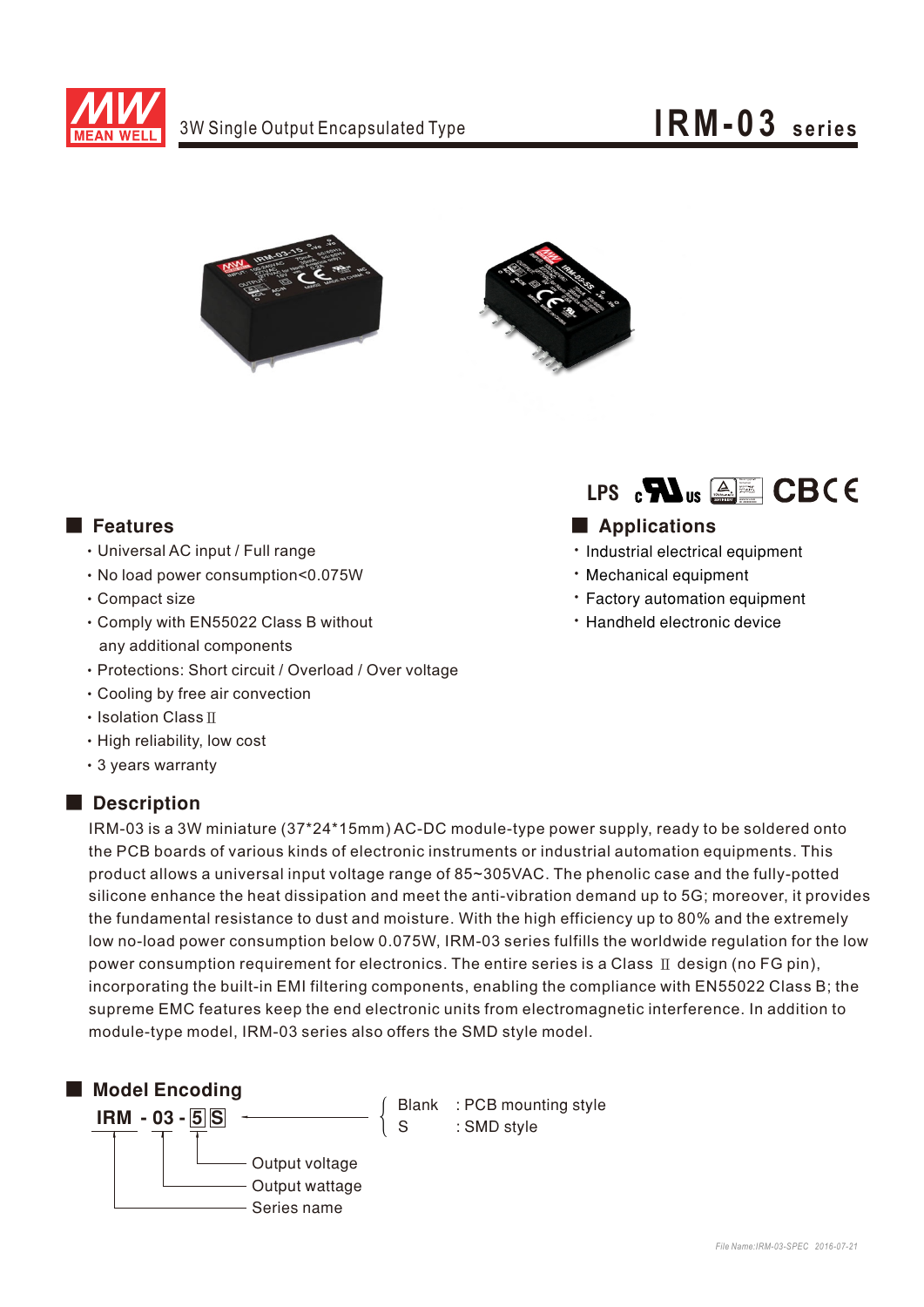# 3W Single Output Encapsulated Type — IRM-03 series

LPS cULus CB CE

## Features

- Universal AC input / Full range
- No load power consumption<0.075W
- Compact size
- Comply with EN55022 Class B without any additional components
- Protections: Short circuit / Overload / Over voltage
- Cooling by free air convection
- Isolation Class Ⅱ
- High reliability, low cost
- 3 years warranty

## Applications

- Industrial electrical equipment
- Mechanical equipment
- Factory automation equipment
- Handheld electronic device

## Description

IRM-03 is a 3W miniature (37*24*15mm) AC-DC module-type power supply, ready to be soldered onto the PCB boards of various kinds of electronic instruments or industrial automation equipments. This product allows a universal input voltage range of 85~305VAC. The phenolic case and the fully-potted silicone enhance the heat dissipation and meet the anti-vibration demand up to 5G; moreover, it provides the fundamental resistance to dust and moisture. With the high efficiency up to 80% and the extremely low no-load power consumption below 0.075W, IRM-03 series fulfills the worldwide regulation for the low power consumption requirement for electronics. The entire series is a Class Ⅱ design (no FG pin), incorporating the built-in EMI filtering components, enabling the compliance with EN55022 Class B; the supreme EMC features keep the end electronic units from electromagnetic interference. In addition to module-type model, IRM-03 series also offers the SMD style model.

## Model Encoding

**IRM - 03 - 5 S**

- IRM: Series name
- 03: Output wattage
- 5: Output voltage
- S:
  - Blank : PCB mounting style
  - S : SMD style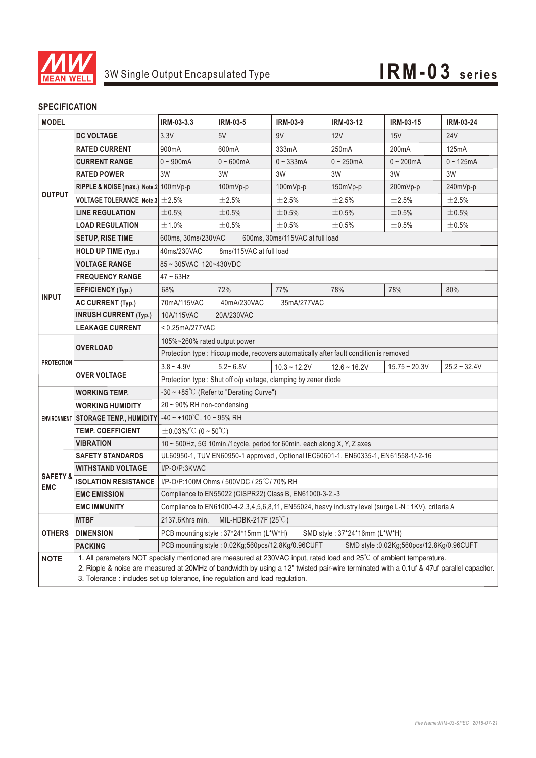# 3W Single Output Encapsulated Type — IRM-03 series

## SPECIFICATION

| MODEL | | IRM-03-3.3 | IRM-03-5 | IRM-03-9 | IRM-03-12 | IRM-03-15 | IRM-03-24 |
|---|---|---|---|---|---|---|---|
| OUTPUT | DC VOLTAGE | 3.3V | 5V | 9V | 12V | 15V | 24V |
| | RATED CURRENT | 900mA | 600mA | 333mA | 250mA | 200mA | 125mA |
| | CURRENT RANGE | 0 ~ 900mA | 0 ~ 600mA | 0 ~ 333mA | 0 ~ 250mA | 0 ~ 200mA | 0 ~ 125mA |
| | RATED POWER | 3W | 3W | 3W | 3W | 3W | 3W |
| | RIPPLE & NOISE (max.) Note.2 | 100mVp-p | 100mVp-p | 100mVp-p | 150mVp-p | 200mVp-p | 240mVp-p |
| | VOLTAGE TOLERANCE Note.3 | ±2.5% | ±2.5% | ±2.5% | ±2.5% | ±2.5% | ±2.5% |
| | LINE REGULATION | ±0.5% | ±0.5% | ±0.5% | ±0.5% | ±0.5% | ±0.5% |
| | LOAD REGULATION | ±1.0% | ±0.5% | ±0.5% | ±0.5% | ±0.5% | ±0.5% |
| | SETUP, RISE TIME | 600ms, 30ms/230VAC 600ms, 30ms/115VAC at full load | | | | | |
| | HOLD UP TIME (Typ.) | 40ms/230VAC 8ms/115VAC at full load | | | | | |
| INPUT | VOLTAGE RANGE | 85 ~ 305VAC 120~430VDC | | | | | |
| | FREQUENCY RANGE | 47 ~ 63Hz | | | | | |
| | EFFICIENCY (Typ.) | 68% | 72% | 77% | 78% | 78% | 80% |
| | AC CURRENT (Typ.) | 70mA/115VAC 40mA/230VAC 35mA/277VAC | | | | | |
| | INRUSH CURRENT (Typ.) | 10A/115VAC 20A/230VAC | | | | | |
| | LEAKAGE CURRENT | < 0.25mA/277VAC | | | | | |
| PROTECTION | OVERLOAD | 105%~260% rated output power | | | | | |
| | | Protection type : Hiccup mode, recovers automatically after fault condition is removed | | | | | |
| | OVER VOLTAGE | 3.8 ~ 4.9V | 5.2~ 6.8V | 10.3 ~ 12.2V | 12.6 ~ 16.2V | 15.75 ~ 20.3V | 25.2 ~ 32.4V |
| | | Protection type : Shut off o/p voltage, clamping by zener diode | | | | | |
| ENVIRONMENT | WORKING TEMP. | -30 ~ +85℃ (Refer to "Derating Curve") | | | | | |
| | WORKING HUMIDITY | 20 ~ 90% RH non-condensing | | | | | |
| | STORAGE TEMP., HUMIDITY | -40 ~ +100℃, 10 ~ 95% RH | | | | | |
| | TEMP. COEFFICIENT | ±0.03%/℃ (0 ~ 50℃) | | | | | |
| | VIBRATION | 10 ~ 500Hz, 5G 10min./1cycle, period for 60min. each along X, Y, Z axes | | | | | |
| SAFETY & EMC | SAFETY STANDARDS | UL60950-1, TUV EN60950-1 approved , Optional IEC60601-1, EN60335-1, EN61558-1/-2-16 | | | | | |
| | WITHSTAND VOLTAGE | I/P-O/P:3KVAC | | | | | |
| | ISOLATION RESISTANCE | I/P-O/P:100M Ohms / 500VDC / 25℃/ 70% RH | | | | | |
| | EMC EMISSION | Compliance to EN55022 (CISPR22) Class B, EN61000-3-2,-3 | | | | | |
| | EMC IMMUNITY | Compliance to EN61000-4-2,3,4,5,6,8,11, EN55024, heavy industry level (surge L-N : 1KV), criteria A | | | | | |
| OTHERS | MTBF | 2137.6Khrs min. MIL-HDBK-217F (25℃) | | | | | |
| | DIMENSION | PCB mounting style : 37*24*15mm (L*W*H) SMD style : 37*24*16mm (L*W*H) | | | | | |
| | PACKING | PCB mounting style : 0.02Kg;560pcs/12.8Kg/0.96CUFT SMD style :0.02Kg;560pcs/12.8Kg/0.96CUFT | | | | | |

**NOTE**

1. All parameters NOT specially mentioned are measured at 230VAC input, rated load and 25℃ of ambient temperature.
2. Ripple & noise are measured at 20MHz of bandwidth by using a 12" twisted pair-wire terminated with a 0.1uf & 47uf parallel capacitor.
3. Tolerance : includes set up tolerance, line regulation and load regulation.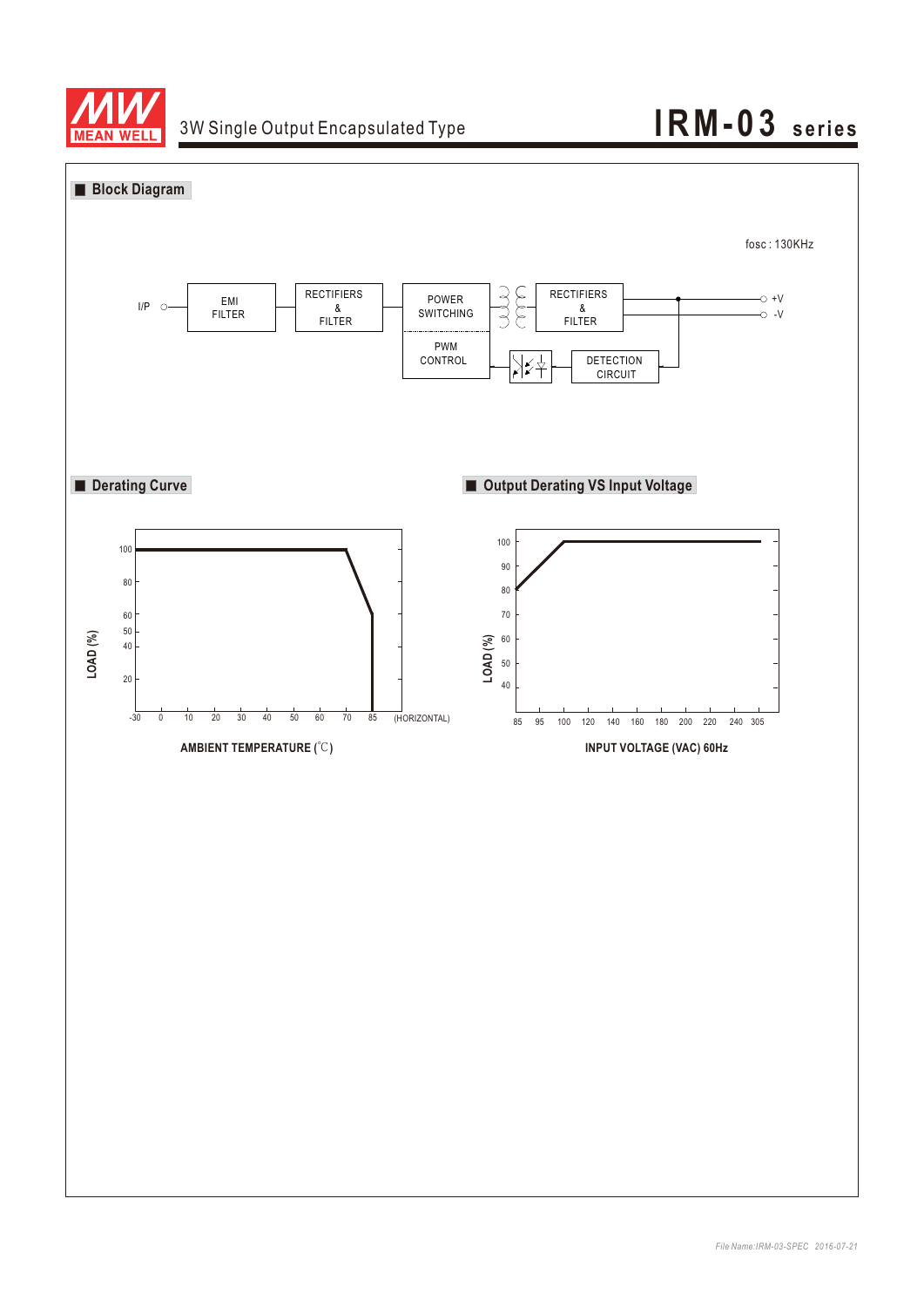## Block Diagram

fosc : 130KHz

I/P → EMI FILTER → RECTIFIERS & FILTER → POWER SWITCHING → RECTIFIERS & FILTER → +V / -V

PWM CONTROL ← DETECTION CIRCUIT

## Derating Curve

LOAD (%)

100, 80, 60, 50, 40, 20

-30, 0, 10, 20, 30, 40, 50, 60, 70, 85 (HORIZONTAL)

AMBIENT TEMPERATURE (℃)

## Output Derating VS Input Voltage

LOAD (%)

100, 90, 80, 70, 60, 50, 40

85, 95, 100, 120, 140, 160, 180, 200, 220, 240, 305

INPUT VOLTAGE (VAC) 60Hz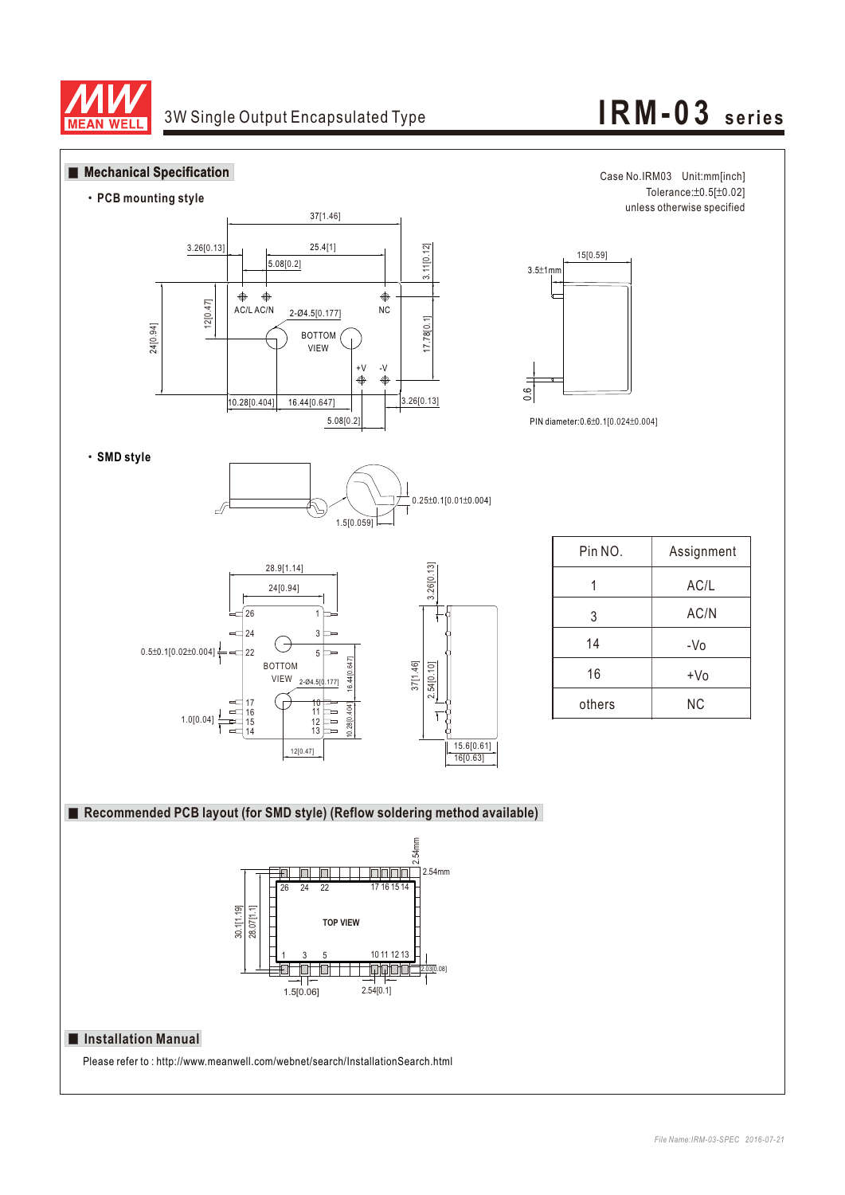## Mechanical Specification

Case No.IRM03 Unit:mm[inch]
Tolerance:±0.5[±0.02]
unless otherwise specified

- **PCB mounting style**

37[1.46]
3.26[0.13]
25.4[1]
5.08[0.2]
3.11[0.12]
12[0.47]
24[0.94]
AC/L AC/N
2-Ø4.5[0.177]
NC
BOTTOM VIEW
17.78[0.1]
+V -V
10.28[0.404]
16.44[0.647]
3.26[0.13]
5.08[0.2]

15[0.59]
3.5±1mm
0.6
PIN diameter:0.6±0.1[0.024±0.004]

- **SMD style**

0.25±0.1[0.01±0.004]
1.5[0.059]

28.9[1.14]
24[0.94]
0.5±0.1[0.02±0.004]
BOTTOM VIEW
2-Ø4.5[0.177]
16.44[0.647]
10.28[0.404]
1.0[0.04]
12[0.47]
3.26[0.13]
37[1.46]
2.54[0.10]
15.6[0.61]
16[0.63]

| Pin NO. | Assignment |
|---|---|
| 1 | AC/L |
| 3 | AC/N |
| 14 | -Vo |
| 16 | +Vo |
| others | NC |

## Recommended PCB layout (for SMD style) (Reflow soldering method available)

2.54mm
2.54mm
26 24 22
17 16 15 14
TOP VIEW
1 3 5
10 11 12 13
30.1[1.19]
28.07[1.1]
2.03[0.08]
1.5[0.06]
2.54[0.1]

## Installation Manual

Please refer to : http://www.meanwell.com/webnet/search/InstallationSearch.html